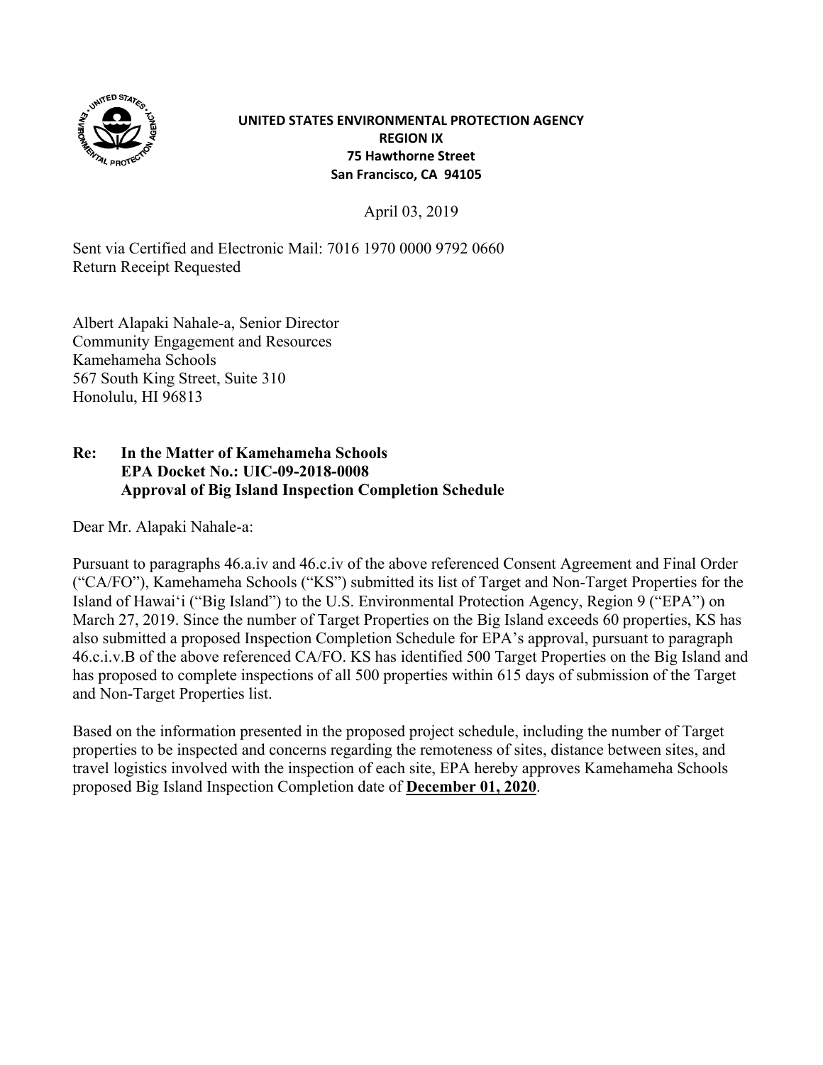**UNITED STATES ENVIRONMENTAL PROTECTION AGENCY**
**REGION IX**
**75 Hawthorne Street**
**San Francisco, CA 94105**

April 03, 2019

Sent via Certified and Electronic Mail: 7016 1970 0000 9792 0660
Return Receipt Requested

Albert Alapaki Nahale-a, Senior Director
Community Engagement and Resources
Kamehameha Schools
567 South King Street, Suite 310
Honolulu, HI 96813

**Re: In the Matter of Kamehameha Schools**
**EPA Docket No.: UIC-09-2018-0008**
**Approval of Big Island Inspection Completion Schedule**

Dear Mr. Alapaki Nahale-a:

Pursuant to paragraphs 46.a.iv and 46.c.iv of the above referenced Consent Agreement and Final Order ("CA/FO"), Kamehameha Schools ("KS") submitted its list of Target and Non-Target Properties for the Island of Hawaiʻi ("Big Island") to the U.S. Environmental Protection Agency, Region 9 ("EPA") on March 27, 2019. Since the number of Target Properties on the Big Island exceeds 60 properties, KS has also submitted a proposed Inspection Completion Schedule for EPA's approval, pursuant to paragraph 46.c.i.v.B of the above referenced CA/FO. KS has identified 500 Target Properties on the Big Island and has proposed to complete inspections of all 500 properties within 615 days of submission of the Target and Non-Target Properties list.

Based on the information presented in the proposed project schedule, including the number of Target properties to be inspected and concerns regarding the remoteness of sites, distance between sites, and travel logistics involved with the inspection of each site, EPA hereby approves Kamehameha Schools proposed Big Island Inspection Completion date of **December 01, 2020**.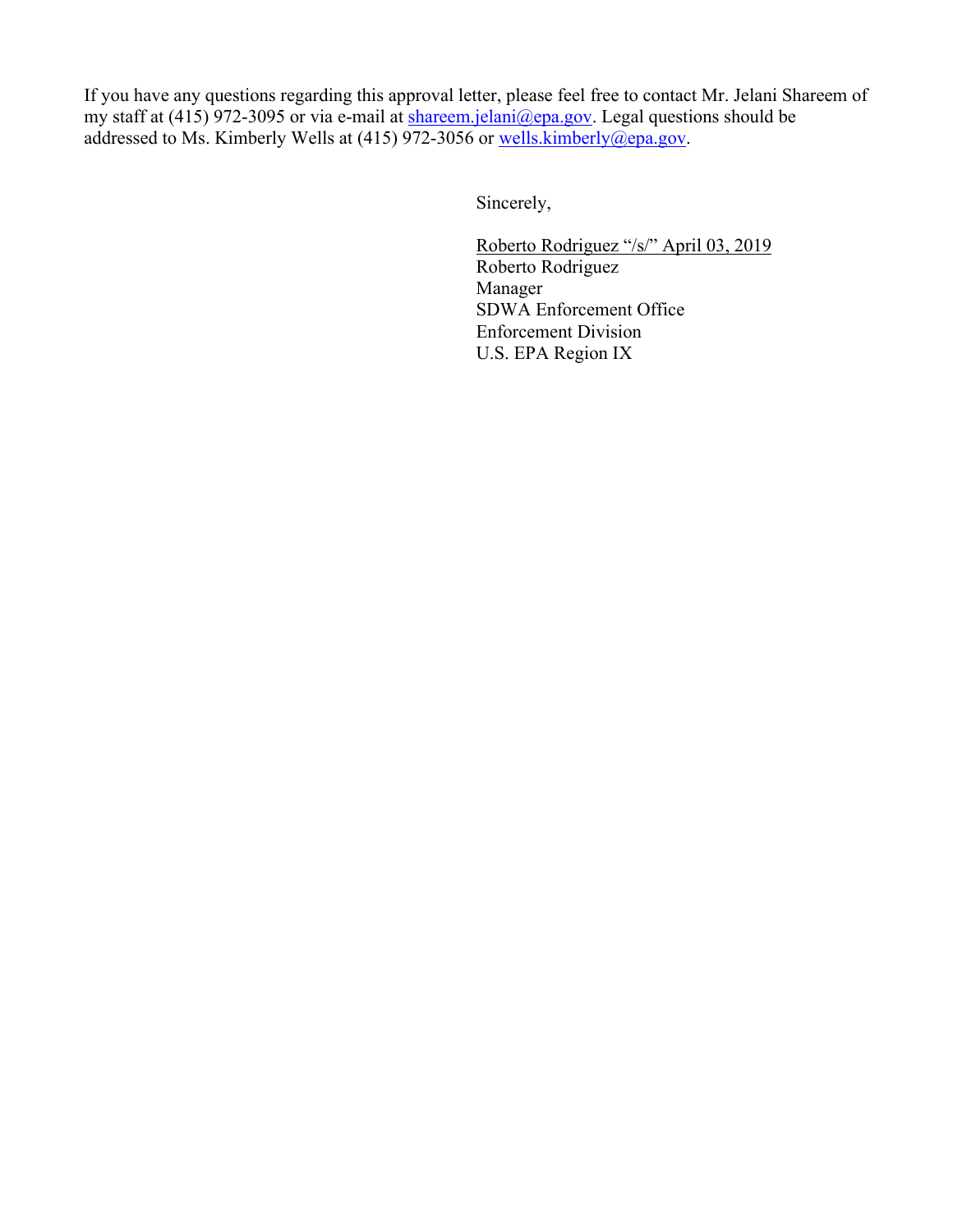If you have any questions regarding this approval letter, please feel free to contact Mr. Jelani Shareem of my staff at (415) 972-3095 or via e-mail at shareem.jelani@epa.gov. Legal questions should be addressed to Ms. Kimberly Wells at (415) 972-3056 or wells.kimberly@epa.gov.

Sincerely,

Roberto Rodriguez "/s/" April 03, 2019
Roberto Rodriguez
Manager
SDWA Enforcement Office
Enforcement Division
U.S. EPA Region IX